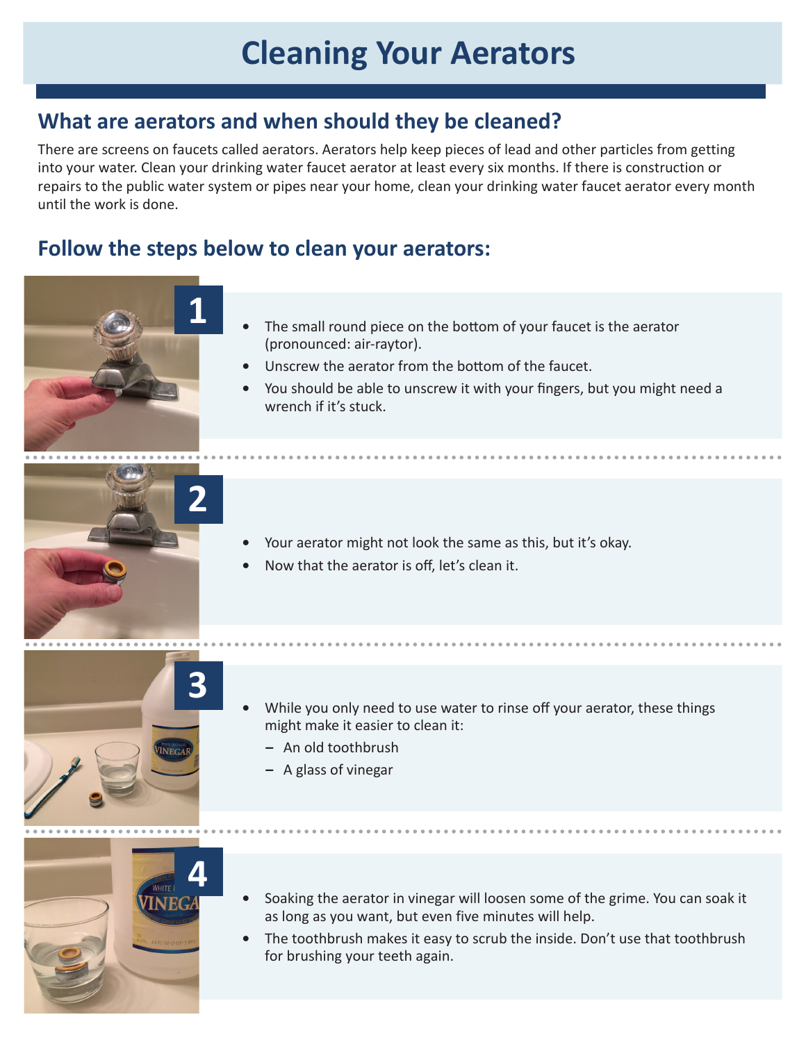# Cleaning Your Aerators

## What are aerators and when should they be cleaned?

There are screens on faucets called aerators. Aerators help keep pieces of lead and other particles from getting into your water. Clean your drinking water faucet aerator at least every six months. If there is construction or repairs to the public water system or pipes near your home, clean your drinking water faucet aerator every month until the work is done.

## Follow the steps below to clean your aerators:

**1**

- The small round piece on the bottom of your faucet is the aerator (pronounced: air-raytor).
- Unscrew the aerator from the bottom of the faucet.
- You should be able to unscrew it with your fingers, but you might need a wrench if it's stuck.

**2**

- Your aerator might not look the same as this, but it's okay.
- Now that the aerator is off, let's clean it.

**3**

- While you only need to use water to rinse off your aerator, these things might make it easier to clean it:
  - An old toothbrush
  - A glass of vinegar

**4**

- Soaking the aerator in vinegar will loosen some of the grime. You can soak it as long as you want, but even five minutes will help.
- The toothbrush makes it easy to scrub the inside. Don't use that toothbrush for brushing your teeth again.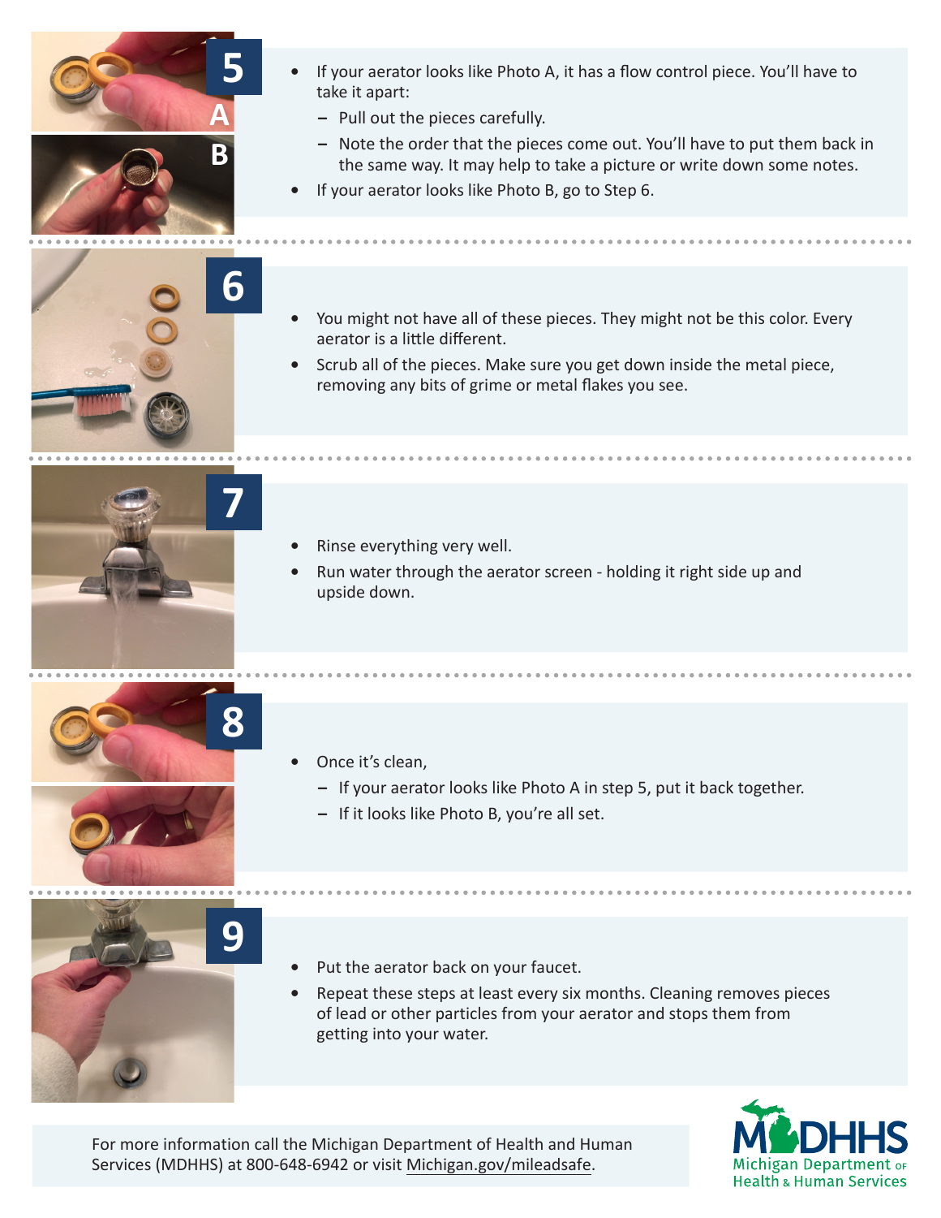## 5

- If your aerator looks like Photo A, it has a flow control piece. You'll have to take it apart:
  - Pull out the pieces carefully.
  - Note the order that the pieces come out. You'll have to put them back in the same way. It may help to take a picture or write down some notes.
- If your aerator looks like Photo B, go to Step 6.

## 6

- You might not have all of these pieces. They might not be this color. Every aerator is a little different.
- Scrub all of the pieces. Make sure you get down inside the metal piece, removing any bits of grime or metal flakes you see.

## 7

- Rinse everything very well.
- Run water through the aerator screen - holding it right side up and upside down.

## 8

- Once it's clean,
  - If your aerator looks like Photo A in step 5, put it back together.
  - If it looks like Photo B, you're all set.

## 9

- Put the aerator back on your faucet.
- Repeat these steps at least every six months. Cleaning removes pieces of lead or other particles from your aerator and stops them from getting into your water.

For more information call the Michigan Department of Health and Human Services (MDHHS) at 800-648-6942 or visit Michigan.gov/mileadsafe.

MDHHS
Michigan Department of Health & Human Services